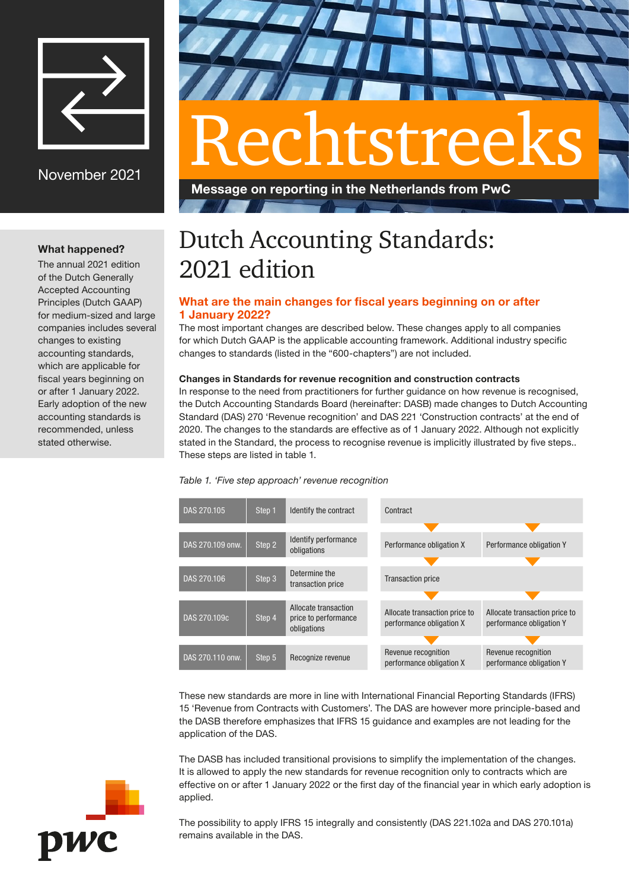November 2021

# Rechtstreeks

**Message on reporting in the Netherlands from PwC**

**What happened?**

The annual 2021 edition of the Dutch Generally Accepted Accounting Principles (Dutch GAAP) for medium-sized and large companies includes several changes to existing accounting standards, which are applicable for fiscal years beginning on or after 1 January 2022. Early adoption of the new accounting standards is recommended, unless stated otherwise.

# Dutch Accounting Standards: 2021 edition

## What are the main changes for fiscal years beginning on or after 1 January 2022?

The most important changes are described below. These changes apply to all companies for which Dutch GAAP is the applicable accounting framework. Additional industry specific changes to standards (listed in the "600-chapters") are not included.

**Changes in Standards for revenue recognition and construction contracts**

In response to the need from practitioners for further guidance on how revenue is recognised, the Dutch Accounting Standards Board (hereinafter: DASB) made changes to Dutch Accounting Standard (DAS) 270 'Revenue recognition' and DAS 221 'Construction contracts' at the end of 2020. The changes to the standards are effective as of 1 January 2022. Although not explicitly stated in the Standard, the process to recognise revenue is implicitly illustrated by five steps.. These steps are listed in table 1.

*Table 1. 'Five step approach' revenue recognition*

| Reference | Step | Description | Performance obligation X | Performance obligation Y |
|---|---|---|---|---|
| DAS 270.105 | Step 1 | Identify the contract | Contract | |
| DAS 270.109 onw. | Step 2 | Identify performance obligations | Performance obligation X | Performance obligation Y |
| DAS 270.106 | Step 3 | Determine the transaction price | Transaction price | |
| DAS 270.109c | Step 4 | Allocate transaction price to performance obligations | Allocate transaction price to performance obligation X | Allocate transaction price to performance obligation Y |
| DAS 270.110 onw. | Step 5 | Recognize revenue | Revenue recognition performance obligation X | Revenue recognition performance obligation Y |

These new standards are more in line with International Financial Reporting Standards (IFRS) 15 'Revenue from Contracts with Customers'. The DAS are however more principle-based and the DASB therefore emphasizes that IFRS 15 guidance and examples are not leading for the application of the DAS.

The DASB has included transitional provisions to simplify the implementation of the changes. It is allowed to apply the new standards for revenue recognition only to contracts which are effective on or after 1 January 2022 or the first day of the financial year in which early adoption is applied.

The possibility to apply IFRS 15 integrally and consistently (DAS 221.102a and DAS 270.101a) remains available in the DAS.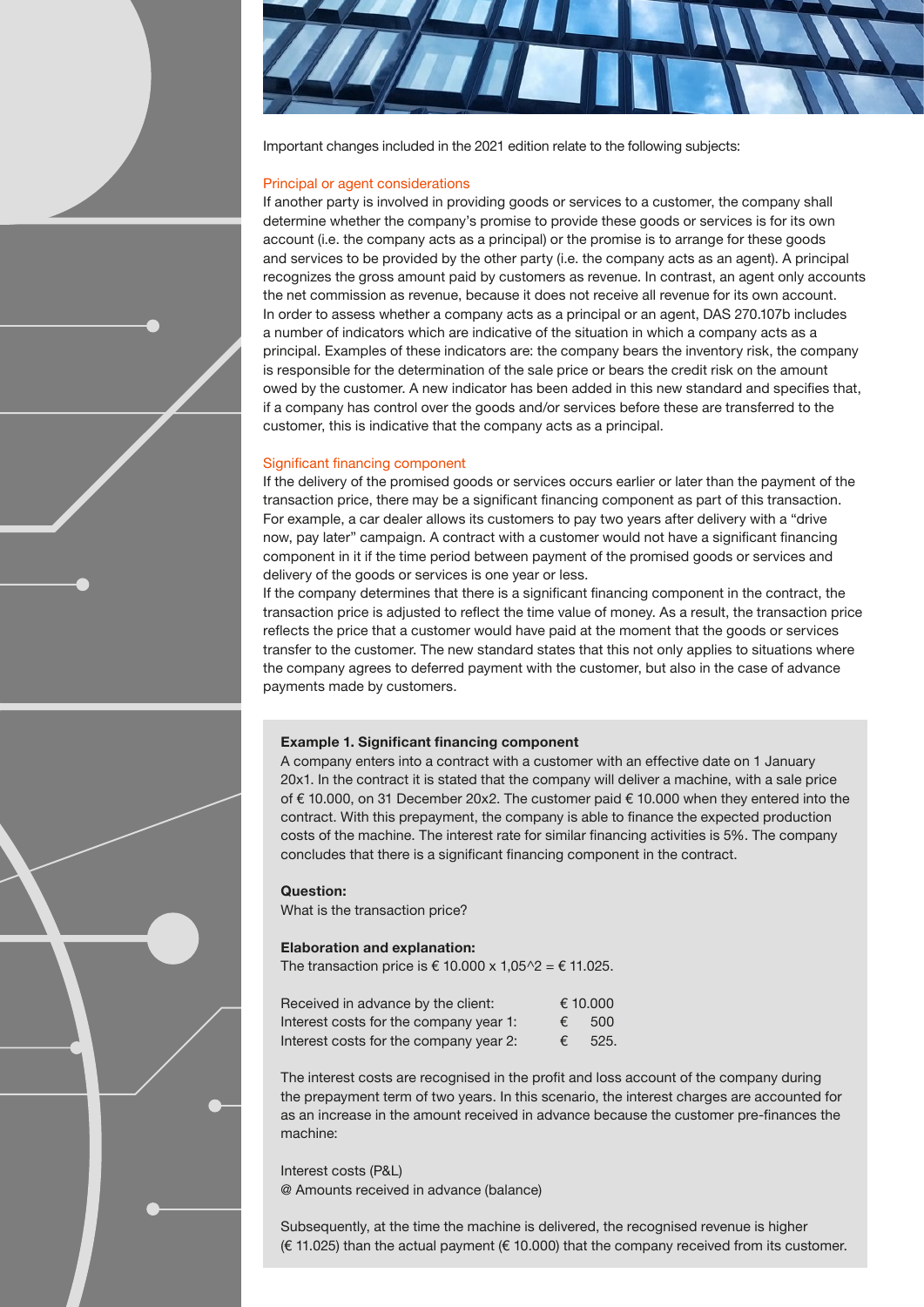Important changes included in the 2021 edition relate to the following subjects:

## Principal or agent considerations

If another party is involved in providing goods or services to a customer, the company shall determine whether the company's promise to provide these goods or services is for its own account (i.e. the company acts as a principal) or the promise is to arrange for these goods and services to be provided by the other party (i.e. the company acts as an agent). A principal recognizes the gross amount paid by customers as revenue. In contrast, an agent only accounts the net commission as revenue, because it does not receive all revenue for its own account. In order to assess whether a company acts as a principal or an agent, DAS 270.107b includes a number of indicators which are indicative of the situation in which a company acts as a principal. Examples of these indicators are: the company bears the inventory risk, the company is responsible for the determination of the sale price or bears the credit risk on the amount owed by the customer. A new indicator has been added in this new standard and specifies that, if a company has control over the goods and/or services before these are transferred to the customer, this is indicative that the company acts as a principal.

## Significant financing component

If the delivery of the promised goods or services occurs earlier or later than the payment of the transaction price, there may be a significant financing component as part of this transaction. For example, a car dealer allows its customers to pay two years after delivery with a "drive now, pay later" campaign. A contract with a customer would not have a significant financing component in it if the time period between payment of the promised goods or services and delivery of the goods or services is one year or less.

If the company determines that there is a significant financing component in the contract, the transaction price is adjusted to reflect the time value of money. As a result, the transaction price reflects the price that a customer would have paid at the moment that the goods or services transfer to the customer. The new standard states that this not only applies to situations where the company agrees to deferred payment with the customer, but also in the case of advance payments made by customers.

**Example 1. Significant financing component**

A company enters into a contract with a customer with an effective date on 1 January 20x1. In the contract it is stated that the company will deliver a machine, with a sale price of € 10.000, on 31 December 20x2. The customer paid € 10.000 when they entered into the contract. With this prepayment, the company is able to finance the expected production costs of the machine. The interest rate for similar financing activities is 5%. The company concludes that there is a significant financing component in the contract.

**Question:**

What is the transaction price?

**Elaboration and explanation:**

The transaction price is € 10.000 x 1,05^2 = € 11.025.

| | |
|---|---|
| Received in advance by the client: | € 10.000 |
| Interest costs for the company year 1: | € 500 |
| Interest costs for the company year 2: | € 525. |

The interest costs are recognised in the profit and loss account of the company during the prepayment term of two years. In this scenario, the interest charges are accounted for as an increase in the amount received in advance because the customer pre-finances the machine:

Interest costs (P&L)
@ Amounts received in advance (balance)

Subsequently, at the time the machine is delivered, the recognised revenue is higher (€ 11.025) than the actual payment (€ 10.000) that the company received from its customer.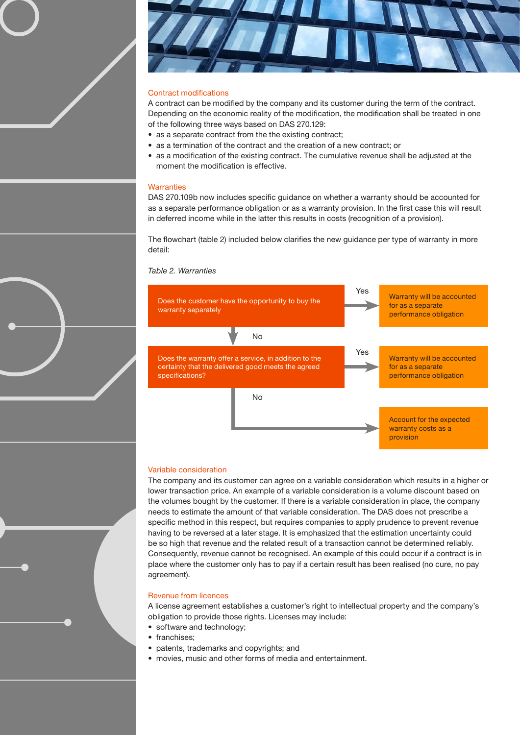## Contract modifications

A contract can be modified by the company and its customer during the term of the contract. Depending on the economic reality of the modification, the modification shall be treated in one of the following three ways based on DAS 270.129:

- as a separate contract from the the existing contract;
- as a termination of the contract and the creation of a new contract; or
- as a modification of the existing contract. The cumulative revenue shall be adjusted at the moment the modification is effective.

## Warranties

DAS 270.109b now includes specific guidance on whether a warranty should be accounted for as a separate performance obligation or as a warranty provision. In the first case this will result in deferred income while in the latter this results in costs (recognition of a provision).

The flowchart (table 2) included below clarifies the new guidance per type of warranty in more detail:

*Table 2. Warranties*

| Question | Answer | Outcome |
|---|---|---|
| Does the customer have the opportunity to buy the warranty separately | Yes | Warranty will be accounted for as a separate performance obligation |
| | No | Go to next question |
| Does the warranty offer a service, in addition to the certainty that the delivered good meets the agreed specifications? | Yes | Warranty will be accounted for as a separate performance obligation |
| | No | Account for the expected warranty costs as a provision |

## Variable consideration

The company and its customer can agree on a variable consideration which results in a higher or lower transaction price. An example of a variable consideration is a volume discount based on the volumes bought by the customer. If there is a variable consideration in place, the company needs to estimate the amount of that variable consideration. The DAS does not prescribe a specific method in this respect, but requires companies to apply prudence to prevent revenue having to be reversed at a later stage. It is emphasized that the estimation uncertainty could be so high that revenue and the related result of a transaction cannot be determined reliably. Consequently, revenue cannot be recognised. An example of this could occur if a contract is in place where the customer only has to pay if a certain result has been realised (no cure, no pay agreement).

## Revenue from licences

A license agreement establishes a customer's right to intellectual property and the company's obligation to provide those rights. Licenses may include:

- software and technology;
- franchises;
- patents, trademarks and copyrights; and
- movies, music and other forms of media and entertainment.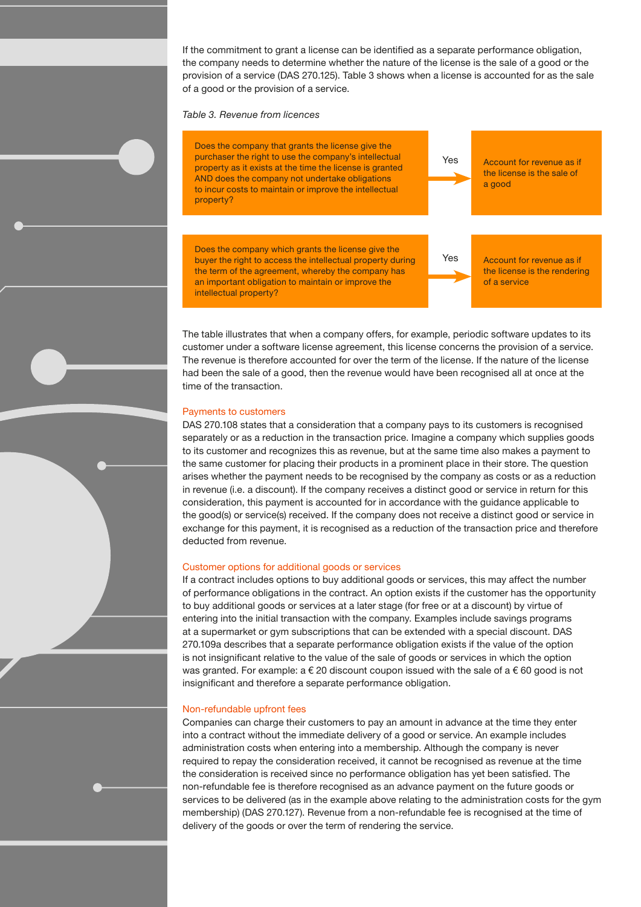If the commitment to grant a license can be identified as a separate performance obligation, the company needs to determine whether the nature of the license is the sale of a good or the provision of a service (DAS 270.125). Table 3 shows when a license is accounted for as the sale of a good or the provision of a service.

*Table 3. Revenue from licences*

| Question | | Outcome |
|---|---|---|
| Does the company that grants the license give the purchaser the right to use the company's intellectual property as it exists at the time the license is granted AND does the company not undertake obligations to incur costs to maintain or improve the intellectual property? | Yes → | Account for revenue as if the license is the sale of a good |
| Does the company which grants the license give the buyer the right to access the intellectual property during the term of the agreement, whereby the company has an important obligation to maintain or improve the intellectual property? | Yes → | Account for revenue as if the license is the rendering of a service |

The table illustrates that when a company offers, for example, periodic software updates to its customer under a software license agreement, this license concerns the provision of a service. The revenue is therefore accounted for over the term of the license. If the nature of the license had been the sale of a good, then the revenue would have been recognised all at once at the time of the transaction.

### Payments to customers

DAS 270.108 states that a consideration that a company pays to its customers is recognised separately or as a reduction in the transaction price. Imagine a company which supplies goods to its customer and recognizes this as revenue, but at the same time also makes a payment to the same customer for placing their products in a prominent place in their store. The question arises whether the payment needs to be recognised by the company as costs or as a reduction in revenue (i.e. a discount). If the company receives a distinct good or service in return for this consideration, this payment is accounted for in accordance with the guidance applicable to the good(s) or service(s) received. If the company does not receive a distinct good or service in exchange for this payment, it is recognised as a reduction of the transaction price and therefore deducted from revenue.

### Customer options for additional goods or services

If a contract includes options to buy additional goods or services, this may affect the number of performance obligations in the contract. An option exists if the customer has the opportunity to buy additional goods or services at a later stage (for free or at a discount) by virtue of entering into the initial transaction with the company. Examples include savings programs at a supermarket or gym subscriptions that can be extended with a special discount. DAS 270.109a describes that a separate performance obligation exists if the value of the option is not insignificant relative to the value of the sale of goods or services in which the option was granted. For example: a € 20 discount coupon issued with the sale of a € 60 good is not insignificant and therefore a separate performance obligation.

### Non-refundable upfront fees

Companies can charge their customers to pay an amount in advance at the time they enter into a contract without the immediate delivery of a good or service. An example includes administration costs when entering into a membership. Although the company is never required to repay the consideration received, it cannot be recognised as revenue at the time the consideration is received since no performance obligation has yet been satisfied. The non-refundable fee is therefore recognised as an advance payment on the future goods or services to be delivered (as in the example above relating to the administration costs for the gym membership) (DAS 270.127). Revenue from a non-refundable fee is recognised at the time of delivery of the goods or over the term of rendering the service.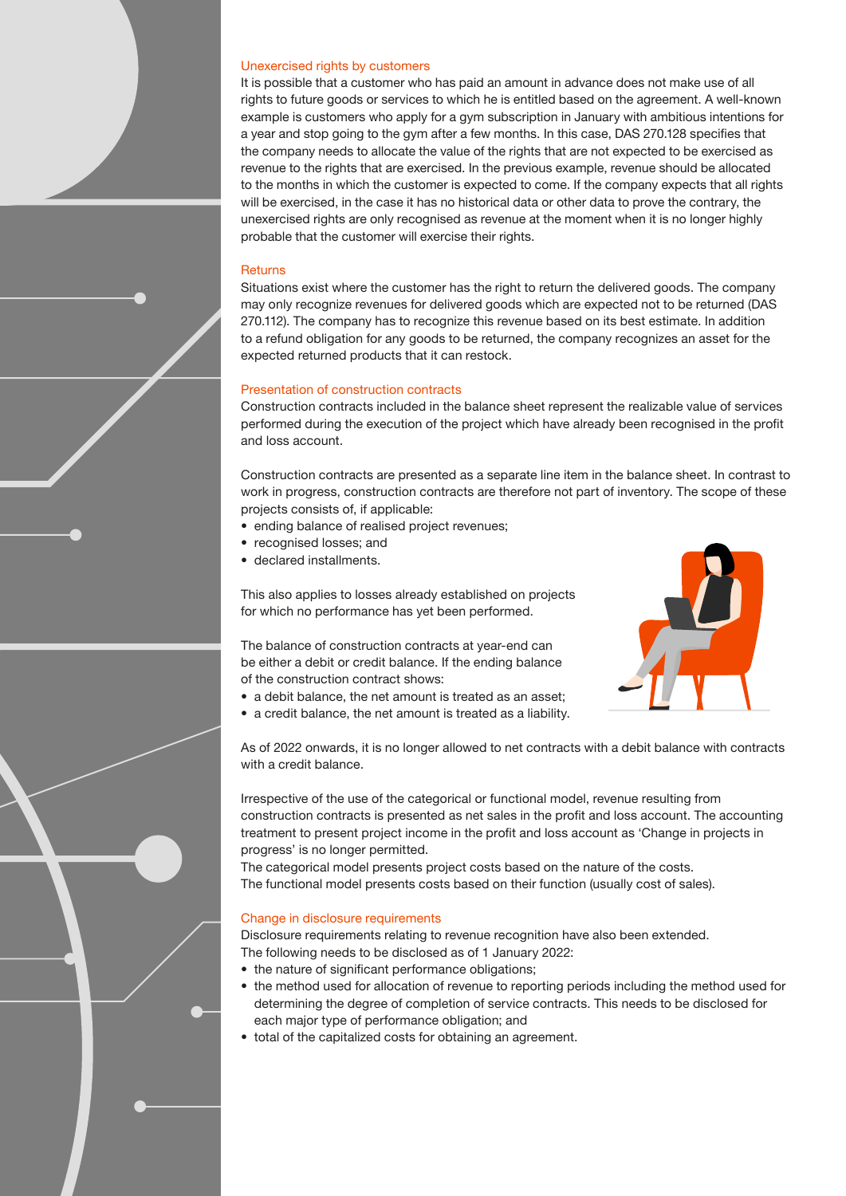### Unexercised rights by customers

It is possible that a customer who has paid an amount in advance does not make use of all rights to future goods or services to which he is entitled based on the agreement. A well-known example is customers who apply for a gym subscription in January with ambitious intentions for a year and stop going to the gym after a few months. In this case, DAS 270.128 specifies that the company needs to allocate the value of the rights that are not expected to be exercised as revenue to the rights that are exercised. In the previous example, revenue should be allocated to the months in which the customer is expected to come. If the company expects that all rights will be exercised, in the case it has no historical data or other data to prove the contrary, the unexercised rights are only recognised as revenue at the moment when it is no longer highly probable that the customer will exercise their rights.

### Returns

Situations exist where the customer has the right to return the delivered goods. The company may only recognize revenues for delivered goods which are expected not to be returned (DAS 270.112). The company has to recognize this revenue based on its best estimate. In addition to a refund obligation for any goods to be returned, the company recognizes an asset for the expected returned products that it can restock.

### Presentation of construction contracts

Construction contracts included in the balance sheet represent the realizable value of services performed during the execution of the project which have already been recognised in the profit and loss account.

Construction contracts are presented as a separate line item in the balance sheet. In contrast to work in progress, construction contracts are therefore not part of inventory. The scope of these projects consists of, if applicable:

- ending balance of realised project revenues;
- recognised losses; and
- declared installments.

This also applies to losses already established on projects for which no performance has yet been performed.

The balance of construction contracts at year-end can be either a debit or credit balance. If the ending balance of the construction contract shows:

- a debit balance, the net amount is treated as an asset;
- a credit balance, the net amount is treated as a liability.

As of 2022 onwards, it is no longer allowed to net contracts with a debit balance with contracts with a credit balance.

Irrespective of the use of the categorical or functional model, revenue resulting from construction contracts is presented as net sales in the profit and loss account. The accounting treatment to present project income in the profit and loss account as 'Change in projects in progress' is no longer permitted.
The categorical model presents project costs based on the nature of the costs.
The functional model presents costs based on their function (usually cost of sales).

### Change in disclosure requirements

Disclosure requirements relating to revenue recognition have also been extended.
The following needs to be disclosed as of 1 January 2022:

- the nature of significant performance obligations;
- the method used for allocation of revenue to reporting periods including the method used for determining the degree of completion of service contracts. This needs to be disclosed for each major type of performance obligation; and
- total of the capitalized costs for obtaining an agreement.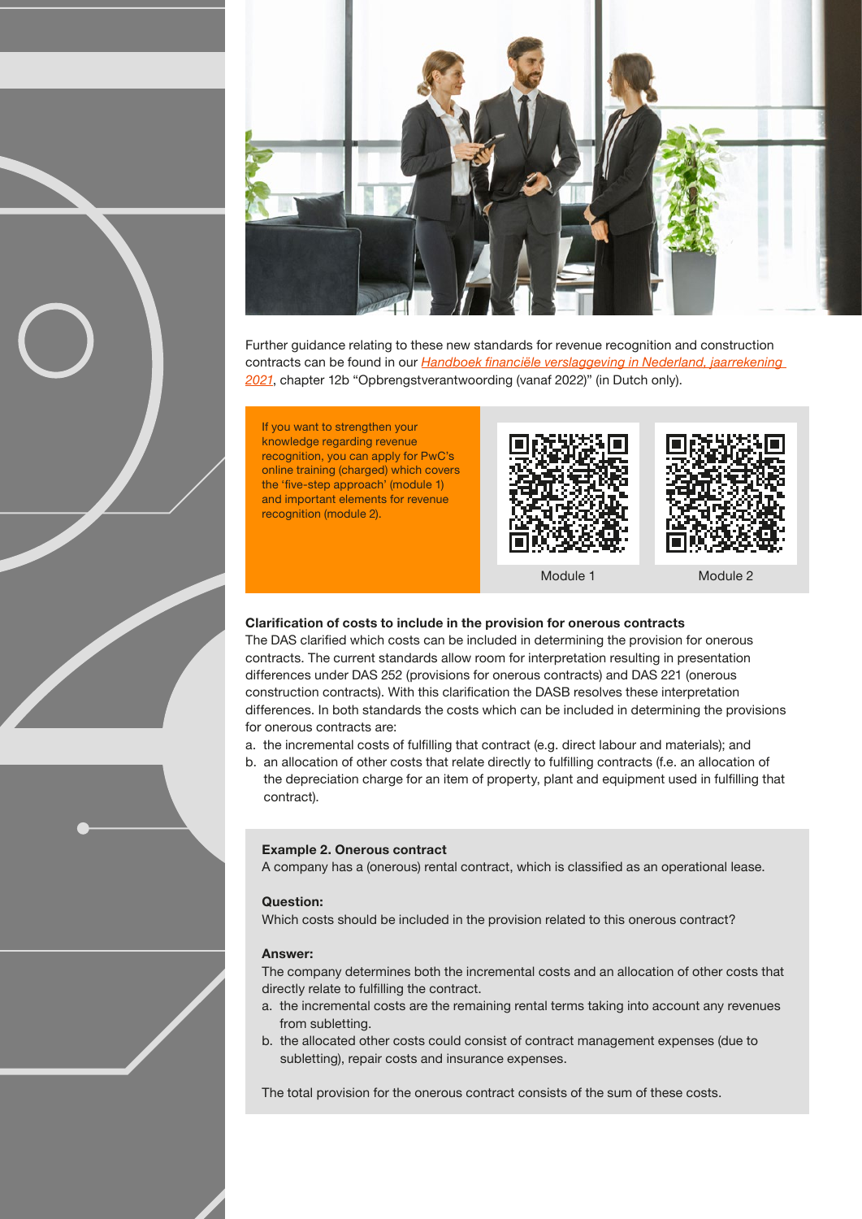Further guidance relating to these new standards for revenue recognition and construction contracts can be found in our *Handboek financiële verslaggeving in Nederland, jaarrekening 2021*, chapter 12b "Opbrengstverantwoording (vanaf 2022)" (in Dutch only).

If you want to strengthen your knowledge regarding revenue recognition, you can apply for PwC's online training (charged) which covers the 'five-step approach' (module 1) and important elements for revenue recognition (module 2).

Module 1

Module 2

**Clarification of costs to include in the provision for onerous contracts**

The DAS clarified which costs can be included in determining the provision for onerous contracts. The current standards allow room for interpretation resulting in presentation differences under DAS 252 (provisions for onerous contracts) and DAS 221 (onerous construction contracts). With this clarification the DASB resolves these interpretation differences. In both standards the costs which can be included in determining the provisions for onerous contracts are:

a. the incremental costs of fulfilling that contract (e.g. direct labour and materials); and
b. an allocation of other costs that relate directly to fulfilling contracts (f.e. an allocation of the depreciation charge for an item of property, plant and equipment used in fulfilling that contract).

**Example 2. Onerous contract**

A company has a (onerous) rental contract, which is classified as an operational lease.

**Question:**

Which costs should be included in the provision related to this onerous contract?

**Answer:**

The company determines both the incremental costs and an allocation of other costs that directly relate to fulfilling the contract.

a. the incremental costs are the remaining rental terms taking into account any revenues from subletting.
b. the allocated other costs could consist of contract management expenses (due to subletting), repair costs and insurance expenses.

The total provision for the onerous contract consists of the sum of these costs.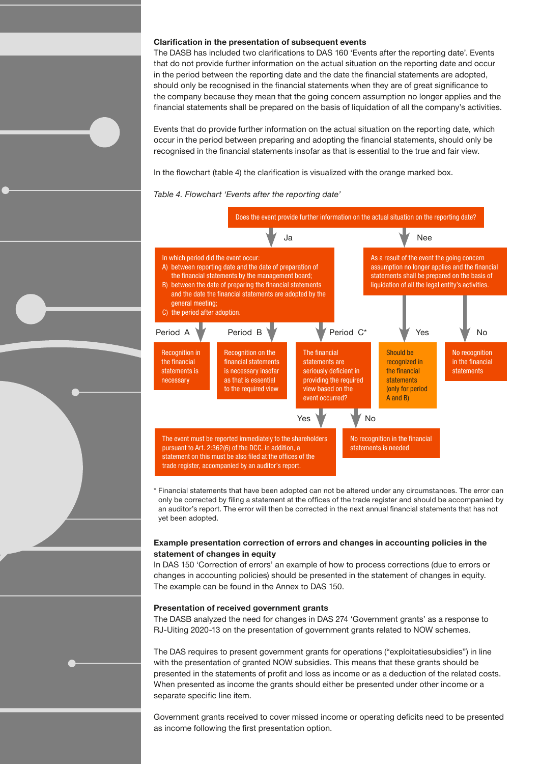**Clarification in the presentation of subsequent events**

The DASB has included two clarifications to DAS 160 'Events after the reporting date'. Events that do not provide further information on the actual situation on the reporting date and occur in the period between the reporting date and the date the financial statements are adopted, should only be recognised in the financial statements when they are of great significance to the company because they mean that the going concern assumption no longer applies and the financial statements shall be prepared on the basis of liquidation of all the company's activities.

Events that do provide further information on the actual situation on the reporting date, which occur in the period between preparing and adopting the financial statements, should only be recognised in the financial statements insofar as that is essential to the true and fair view.

In the flowchart (table 4) the clarification is visualized with the orange marked box.

*Table 4. Flowchart 'Events after the reporting date'*

Does the event provide further information on the actual situation on the reporting date?

**Ja** →

In which period did the event occur:
A) between reporting date and the date of preparation of the financial statements by the management board;
B) between the date of preparing the financial statements and the date the financial statements are adopted by the general meeting;
C) the period after adoption.

- Period A → Recognition in the financial statements is necessary
- Period B → Recognition on the financial statements is necessary insofar as that is essential to the required view
- Period C* → The financial statements are seriously deficient in providing the required view based on the event occurred?
  - Yes → The event must be reported immediately to the shareholders pursuant to Art. 2:362(6) of the DCC. in addition, a statement on this must be also filed at the offices of the trade register, accompanied by an auditor's report.
  - No → No recognition in the financial statements is needed

**Nee** →

As a result of the event the going concern assumption no longer applies and the financial statements shall be prepared on the basis of liquidation of all the legal entity's activities.

- Yes → Should be recognized in the financial statements (only for period A and B)
- No → No recognition in the financial statements

\* Financial statements that have been adopted can not be altered under any circumstances. The error can only be corrected by filing a statement at the offices of the trade register and should be accompanied by an auditor's report. The error will then be corrected in the next annual financial statements that has not yet been adopted.

**Example presentation correction of errors and changes in accounting policies in the statement of changes in equity**

In DAS 150 'Correction of errors' an example of how to process corrections (due to errors or changes in accounting policies) should be presented in the statement of changes in equity. The example can be found in the Annex to DAS 150.

**Presentation of received government grants**

The DASB analyzed the need for changes in DAS 274 'Government grants' as a response to RJ-Uiting 2020-13 on the presentation of government grants related to NOW schemes.

The DAS requires to present government grants for operations ("exploitatiesubsidies") in line with the presentation of granted NOW subsidies. This means that these grants should be presented in the statements of profit and loss as income or as a deduction of the related costs. When presented as income the grants should either be presented under other income or a separate specific line item.

Government grants received to cover missed income or operating deficits need to be presented as income following the first presentation option.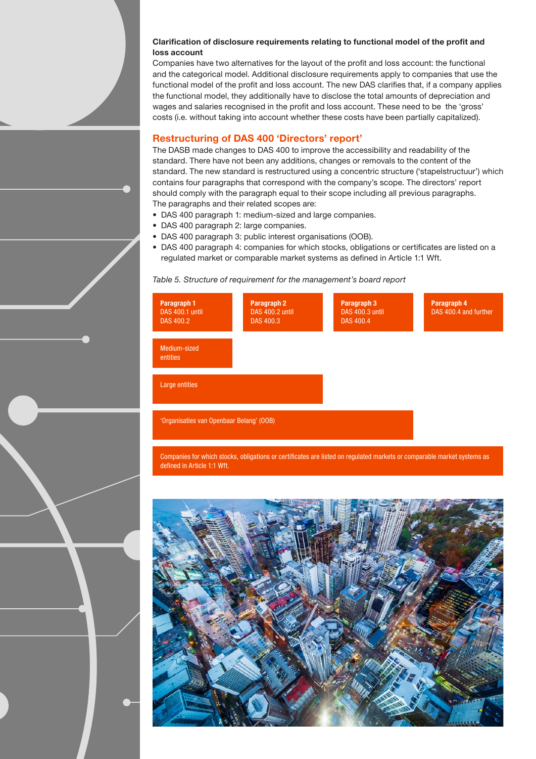**Clarification of disclosure requirements relating to functional model of the profit and loss account**

Companies have two alternatives for the layout of the profit and loss account: the functional and the categorical model. Additional disclosure requirements apply to companies that use the functional model of the profit and loss account. The new DAS clarifies that, if a company applies the functional model, they additionally have to disclose the total amounts of depreciation and wages and salaries recognised in the profit and loss account. These need to be the 'gross' costs (i.e. without taking into account whether these costs have been partially capitalized).

## Restructuring of DAS 400 'Directors' report'

The DASB made changes to DAS 400 to improve the accessibility and readability of the standard. There have not been any additions, changes or removals to the content of the standard. The new standard is restructured using a concentric structure ('stapelstructuur') which contains four paragraphs that correspond with the company's scope. The directors' report should comply with the paragraph equal to their scope including all previous paragraphs. The paragraphs and their related scopes are:

- DAS 400 paragraph 1: medium-sized and large companies.
- DAS 400 paragraph 2: large companies.
- DAS 400 paragraph 3: public interest organisations (OOB).
- DAS 400 paragraph 4: companies for which stocks, obligations or certificates are listed on a regulated market or comparable market systems as defined in Article 1:1 Wft.

*Table 5. Structure of requirement for the management's board report*

| **Paragraph 1** DAS 400.1 until DAS 400.2 | **Paragraph 2** DAS 400.2 until DAS 400.3 | **Paragraph 3** DAS 400.3 until DAS 400.4 | **Paragraph 4** DAS 400.4 and further |
|---|---|---|---|
| Medium-sized entities | | | |
| Large entities | | | |
| 'Organisaties van Openbaar Belang' (OOB) | | | |
| Companies for which stocks, obligations or certificates are listed on regulated markets or comparable market systems as defined in Article 1:1 Wft. | | | |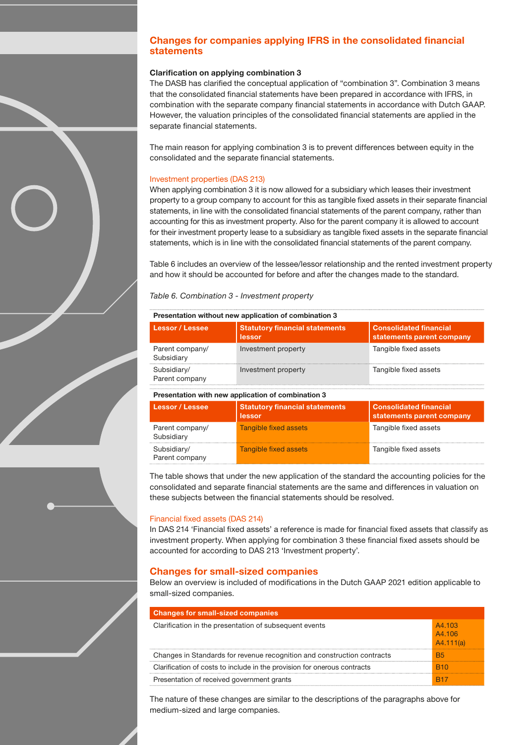## Changes for companies applying IFRS in the consolidated financial statements

**Clarification on applying combination 3**

The DASB has clarified the conceptual application of "combination 3". Combination 3 means that the consolidated financial statements have been prepared in accordance with IFRS, in combination with the separate company financial statements in accordance with Dutch GAAP. However, the valuation principles of the consolidated financial statements are applied in the separate financial statements.

The main reason for applying combination 3 is to prevent differences between equity in the consolidated and the separate financial statements.

### Investment properties (DAS 213)

When applying combination 3 it is now allowed for a subsidiary which leases their investment property to a group company to account for this as tangible fixed assets in their separate financial statements, in line with the consolidated financial statements of the parent company, rather than accounting for this as investment property. Also for the parent company it is allowed to account for their investment property lease to a subsidiary as tangible fixed assets in the separate financial statements, which is in line with the consolidated financial statements of the parent company.

Table 6 includes an overview of the lessee/lessor relationship and the rented investment property and how it should be accounted for before and after the changes made to the standard.

*Table 6. Combination 3 - Investment property*

**Presentation without new application of combination 3**

| Lessor / Lessee | Statutory financial statements lessor | Consolidated financial statements parent company |
|---|---|---|
| Parent company/ Subsidiary | Investment property | Tangible fixed assets |
| Subsidiary/ Parent company | Investment property | Tangible fixed assets |

**Presentation with new application of combination 3**

| Lessor / Lessee | Statutory financial statements lessor | Consolidated financial statements parent company |
|---|---|---|
| Parent company/ Subsidiary | Tangible fixed assets | Tangible fixed assets |
| Subsidiary/ Parent company | Tangible fixed assets | Tangible fixed assets |

The table shows that under the new application of the standard the accounting policies for the consolidated and separate financial statements are the same and differences in valuation on these subjects between the financial statements should be resolved.

### Financial fixed assets (DAS 214)

In DAS 214 'Financial fixed assets' a reference is made for financial fixed assets that classify as investment property. When applying for combination 3 these financial fixed assets should be accounted for according to DAS 213 'Investment property'.

## Changes for small-sized companies

Below an overview is included of modifications in the Dutch GAAP 2021 edition applicable to small-sized companies.

| Changes for small-sized companies | |
|---|---|
| Clarification in the presentation of subsequent events | A4.103<br>A4.106<br>A4.111(a) |
| Changes in Standards for revenue recognition and construction contracts | B5 |
| Clarification of costs to include in the provision for onerous contracts | B10 |
| Presentation of received government grants | B17 |

The nature of these changes are similar to the descriptions of the paragraphs above for medium-sized and large companies.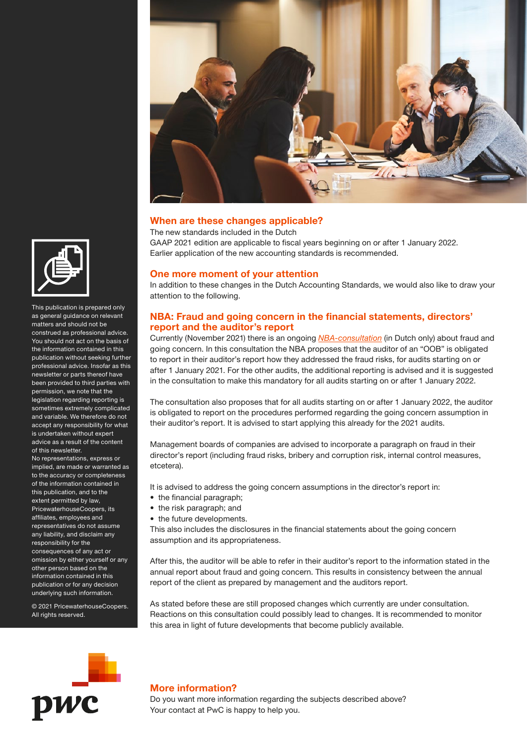## When are these changes applicable?

The new standards included in the Dutch GAAP 2021 edition are applicable to fiscal years beginning on or after 1 January 2022. Earlier application of the new accounting standards is recommended.

## One more moment of your attention

In addition to these changes in the Dutch Accounting Standards, we would also like to draw your attention to the following.

## NBA: Fraud and going concern in the financial statements, directors' report and the auditor's report

Currently (November 2021) there is an ongoing *NBA-consultation* (in Dutch only) about fraud and going concern. In this consultation the NBA proposes that the auditor of an "OOB" is obligated to report in their auditor's report how they addressed the fraud risks, for audits starting on or after 1 January 2021. For the other audits, the additional reporting is advised and it is suggested in the consultation to make this mandatory for all audits starting on or after 1 January 2022.

The consultation also proposes that for all audits starting on or after 1 January 2022, the auditor is obligated to report on the procedures performed regarding the going concern assumption in their auditor's report. It is advised to start applying this already for the 2021 audits.

Management boards of companies are advised to incorporate a paragraph on fraud in their director's report (including fraud risks, bribery and corruption risk, internal control measures, etcetera).

It is advised to address the going concern assumptions in the director's report in:

- the financial paragraph;
- the risk paragraph; and
- the future developments.

This also includes the disclosures in the financial statements about the going concern assumption and its appropriateness.

After this, the auditor will be able to refer in their auditor's report to the information stated in the annual report about fraud and going concern. This results in consistency between the annual report of the client as prepared by management and the auditors report.

As stated before these are still proposed changes which currently are under consultation. Reactions on this consultation could possibly lead to changes. It is recommended to monitor this area in light of future developments that become publicly available.

## More information?

Do you want more information regarding the subjects described above? Your contact at PwC is happy to help you.

This publication is prepared only as general guidance on relevant matters and should not be construed as professional advice. You should not act on the basis of the information contained in this publication without seeking further professional advice. Insofar as this newsletter or parts thereof have been provided to third parties with permission, we note that the legislation regarding reporting is sometimes extremely complicated and variable. We therefore do not accept any responsibility for what is undertaken without expert advice as a result of the content of this newsletter.
No representations, express or implied, are made or warranted as to the accuracy or completeness of the information contained in this publication, and to the extent permitted by law, PricewaterhouseCoopers, its affiliates, employees and representatives do not assume any liability, and disclaim any responsibility for the consequences of any act or omission by either yourself or any other person based on the information contained in this publication or for any decision underlying such information.

© 2021 PricewaterhouseCoopers. All rights reserved.

pwc